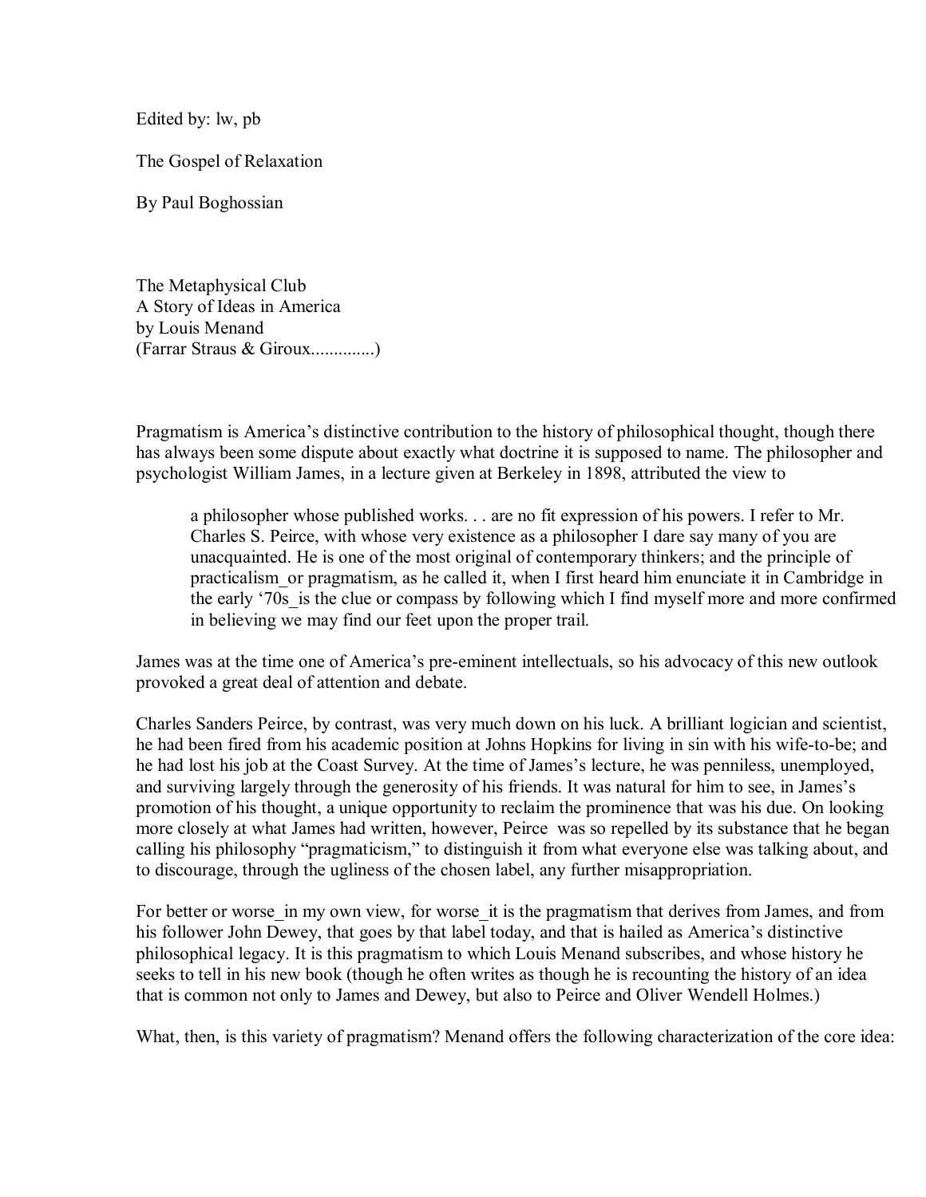Edited by: lw, pb

# The Gospel of Relaxation

By Paul Boghossian

The Metaphysical Club
A Story of Ideas in America
by Louis Menand
(Farrar Straus & Giroux..............)

Pragmatism is America's distinctive contribution to the history of philosophical thought, though there has always been some dispute about exactly what doctrine it is supposed to name. The philosopher and psychologist William James, in a lecture given at Berkeley in 1898, attributed the view to

> a philosopher whose published works. . . are no fit expression of his powers. I refer to Mr. Charles S. Peirce, with whose very existence as a philosopher I dare say many of you are unacquainted. He is one of the most original of contemporary thinkers; and the principle of practicalism_or pragmatism, as he called it, when I first heard him enunciate it in Cambridge in the early '70s_is the clue or compass by following which I find myself more and more confirmed in believing we may find our feet upon the proper trail.

James was at the time one of America's pre-eminent intellectuals, so his advocacy of this new outlook provoked a great deal of attention and debate.

Charles Sanders Peirce, by contrast, was very much down on his luck. A brilliant logician and scientist, he had been fired from his academic position at Johns Hopkins for living in sin with his wife-to-be; and he had lost his job at the Coast Survey. At the time of James's lecture, he was penniless, unemployed, and surviving largely through the generosity of his friends. It was natural for him to see, in James's promotion of his thought, a unique opportunity to reclaim the prominence that was his due. On looking more closely at what James had written, however, Peirce was so repelled by its substance that he began calling his philosophy "pragmaticism," to distinguish it from what everyone else was talking about, and to discourage, through the ugliness of the chosen label, any further misappropriation.

For better or worse_in my own view, for worse_it is the pragmatism that derives from James, and from his follower John Dewey, that goes by that label today, and that is hailed as America's distinctive philosophical legacy. It is this pragmatism to which Louis Menand subscribes, and whose history he seeks to tell in his new book (though he often writes as though he is recounting the history of an idea that is common not only to James and Dewey, but also to Peirce and Oliver Wendell Holmes.)

What, then, is this variety of pragmatism? Menand offers the following characterization of the core idea: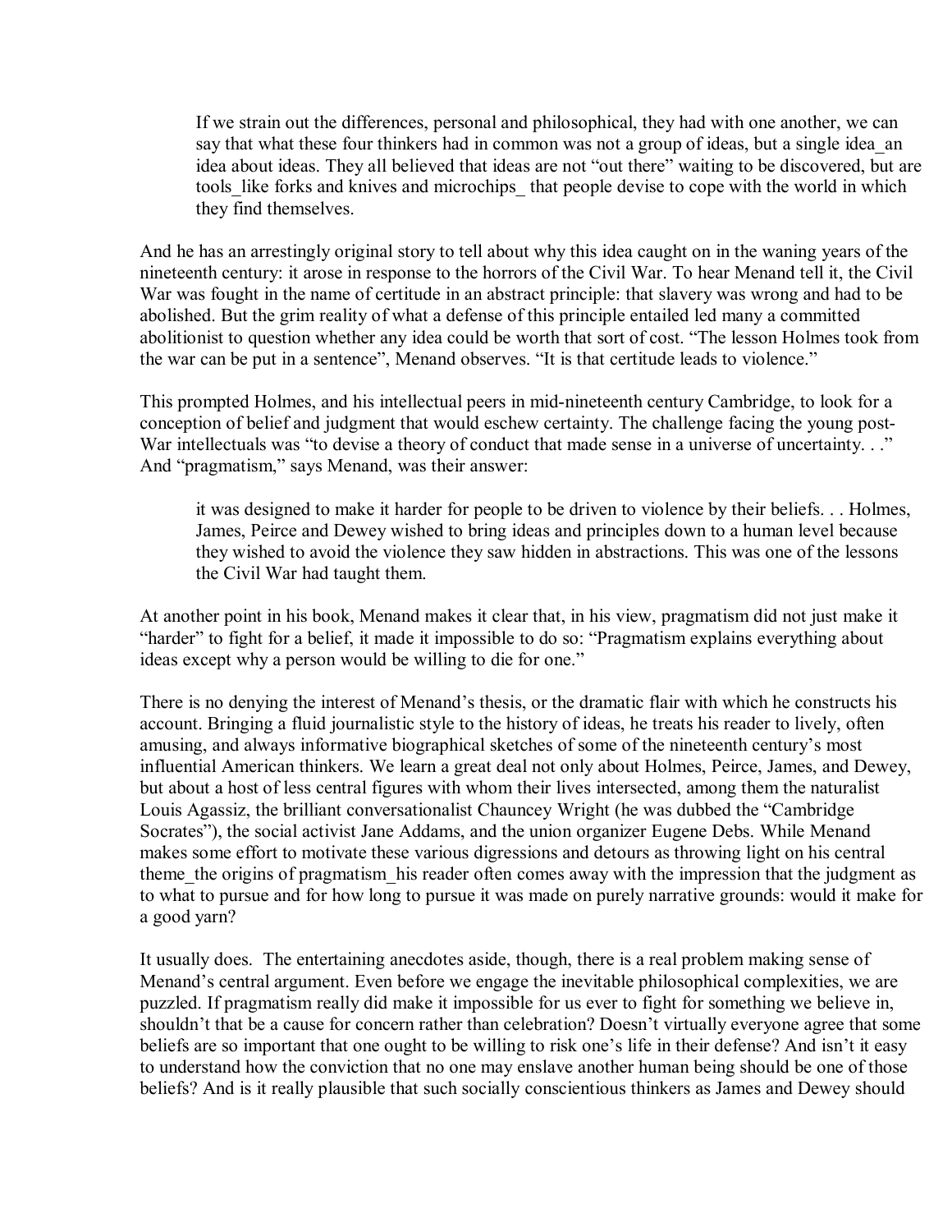> If we strain out the differences, personal and philosophical, they had with one another, we can say that what these four thinkers had in common was not a group of ideas, but a single idea_an idea about ideas. They all believed that ideas are not "out there" waiting to be discovered, but are tools_like forks and knives and microchips_ that people devise to cope with the world in which they find themselves.

And he has an arrestingly original story to tell about why this idea caught on in the waning years of the nineteenth century: it arose in response to the horrors of the Civil War. To hear Menand tell it, the Civil War was fought in the name of certitude in an abstract principle: that slavery was wrong and had to be abolished. But the grim reality of what a defense of this principle entailed led many a committed abolitionist to question whether any idea could be worth that sort of cost. "The lesson Holmes took from the war can be put in a sentence", Menand observes. "It is that certitude leads to violence."

This prompted Holmes, and his intellectual peers in mid-nineteenth century Cambridge, to look for a conception of belief and judgment that would eschew certainty. The challenge facing the young post-War intellectuals was "to devise a theory of conduct that made sense in a universe of uncertainty. . ." And "pragmatism," says Menand, was their answer:

> it was designed to make it harder for people to be driven to violence by their beliefs. . . Holmes, James, Peirce and Dewey wished to bring ideas and principles down to a human level because they wished to avoid the violence they saw hidden in abstractions. This was one of the lessons the Civil War had taught them.

At another point in his book, Menand makes it clear that, in his view, pragmatism did not just make it "harder" to fight for a belief, it made it impossible to do so: "Pragmatism explains everything about ideas except why a person would be willing to die for one."

There is no denying the interest of Menand's thesis, or the dramatic flair with which he constructs his account. Bringing a fluid journalistic style to the history of ideas, he treats his reader to lively, often amusing, and always informative biographical sketches of some of the nineteenth century's most influential American thinkers. We learn a great deal not only about Holmes, Peirce, James, and Dewey, but about a host of less central figures with whom their lives intersected, among them the naturalist Louis Agassiz, the brilliant conversationalist Chauncey Wright (he was dubbed the "Cambridge Socrates"), the social activist Jane Addams, and the union organizer Eugene Debs. While Menand makes some effort to motivate these various digressions and detours as throwing light on his central theme_the origins of pragmatism_his reader often comes away with the impression that the judgment as to what to pursue and for how long to pursue it was made on purely narrative grounds: would it make for a good yarn?

It usually does. The entertaining anecdotes aside, though, there is a real problem making sense of Menand's central argument. Even before we engage the inevitable philosophical complexities, we are puzzled. If pragmatism really did make it impossible for us ever to fight for something we believe in, shouldn't that be a cause for concern rather than celebration? Doesn't virtually everyone agree that some beliefs are so important that one ought to be willing to risk one's life in their defense? And isn't it easy to understand how the conviction that no one may enslave another human being should be one of those beliefs? And is it really plausible that such socially conscientious thinkers as James and Dewey should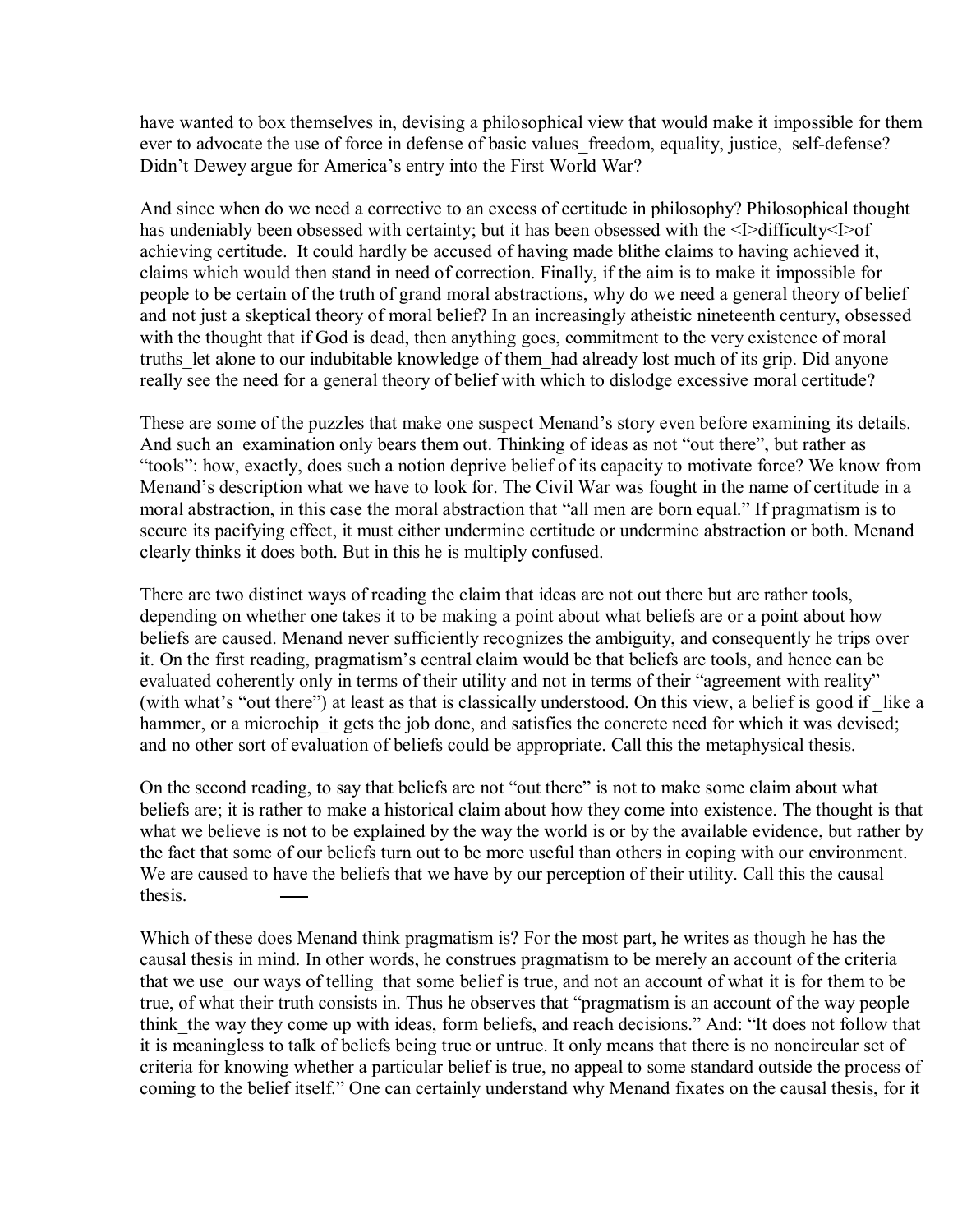have wanted to box themselves in, devising a philosophical view that would make it impossible for them ever to advocate the use of force in defense of basic values_freedom, equality, justice, self-defense? Didn't Dewey argue for America's entry into the First World War?

And since when do we need a corrective to an excess of certitude in philosophy? Philosophical thought has undeniably been obsessed with certainty; but it has been obsessed with the *difficulty* of achieving certitude. It could hardly be accused of having made blithe claims to having achieved it, claims which would then stand in need of correction. Finally, if the aim is to make it impossible for people to be certain of the truth of grand moral abstractions, why do we need a general theory of belief and not just a skeptical theory of moral belief? In an increasingly atheistic nineteenth century, obsessed with the thought that if God is dead, then anything goes, commitment to the very existence of moral truths_let alone to our indubitable knowledge of them_had already lost much of its grip. Did anyone really see the need for a general theory of belief with which to dislodge excessive moral certitude?

These are some of the puzzles that make one suspect Menand's story even before examining its details. And such an examination only bears them out. Thinking of ideas as not "out there", but rather as "tools": how, exactly, does such a notion deprive belief of its capacity to motivate force? We know from Menand's description what we have to look for. The Civil War was fought in the name of certitude in a moral abstraction, in this case the moral abstraction that "all men are born equal." If pragmatism is to secure its pacifying effect, it must either undermine certitude or undermine abstraction or both. Menand clearly thinks it does both. But in this he is multiply confused.

There are two distinct ways of reading the claim that ideas are not out there but are rather tools, depending on whether one takes it to be making a point about what beliefs are or a point about how beliefs are caused. Menand never sufficiently recognizes the ambiguity, and consequently he trips over it. On the first reading, pragmatism's central claim would be that beliefs are tools, and hence can be evaluated coherently only in terms of their utility and not in terms of their "agreement with reality" (with what's "out there") at least as that is classically understood. On this view, a belief is good if _like a hammer, or a microchip_it gets the job done, and satisfies the concrete need for which it was devised; and no other sort of evaluation of beliefs could be appropriate. Call this the metaphysical thesis.

On the second reading, to say that beliefs are not "out there" is not to make some claim about what beliefs are; it is rather to make a historical claim about how they come into existence. The thought is that what we believe is not to be explained by the way the world is or by the available evidence, but rather by the fact that some of our beliefs turn out to be more useful than others in coping with our environment. We are caused to have the beliefs that we have by our perception of their utility. Call this the causal thesis.

Which of these does Menand think pragmatism is? For the most part, he writes as though he has the causal thesis in mind. In other words, he construes pragmatism to be merely an account of the criteria that we use_our ways of telling_that some belief is true, and not an account of what it is for them to be true, of what their truth consists in. Thus he observes that "pragmatism is an account of the way people think_the way they come up with ideas, form beliefs, and reach decisions." And: "It does not follow that it is meaningless to talk of beliefs being true or untrue. It only means that there is no noncircular set of criteria for knowing whether a particular belief is true, no appeal to some standard outside the process of coming to the belief itself." One can certainly understand why Menand fixates on the causal thesis, for it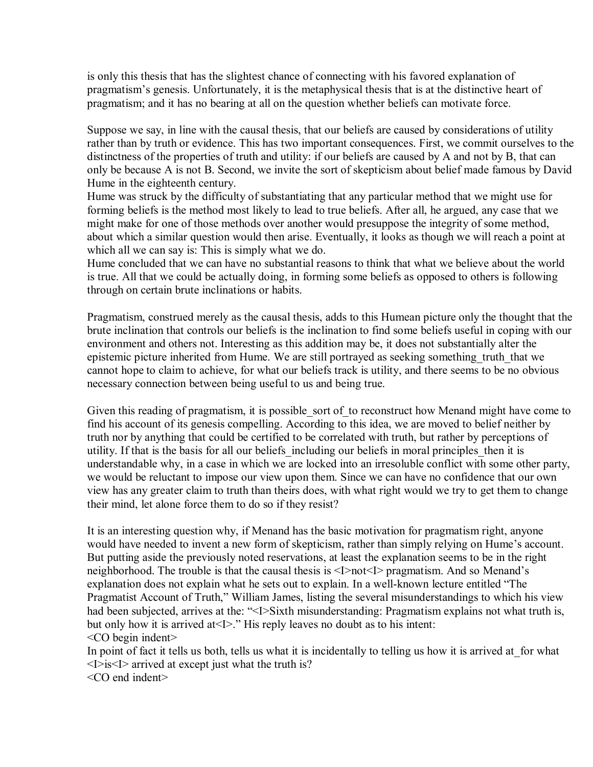is only this thesis that has the slightest chance of connecting with his favored explanation of pragmatism's genesis. Unfortunately, it is the metaphysical thesis that is at the distinctive heart of pragmatism; and it has no bearing at all on the question whether beliefs can motivate force.

Suppose we say, in line with the causal thesis, that our beliefs are caused by considerations of utility rather than by truth or evidence. This has two important consequences. First, we commit ourselves to the distinctness of the properties of truth and utility: if our beliefs are caused by A and not by B, that can only be because A is not B. Second, we invite the sort of skepticism about belief made famous by David Hume in the eighteenth century.

Hume was struck by the difficulty of substantiating that any particular method that we might use for forming beliefs is the method most likely to lead to true beliefs. After all, he argued, any case that we might make for one of those methods over another would presuppose the integrity of some method, about which a similar question would then arise. Eventually, it looks as though we will reach a point at which all we can say is: This is simply what we do.

Hume concluded that we can have no substantial reasons to think that what we believe about the world is true. All that we could be actually doing, in forming some beliefs as opposed to others is following through on certain brute inclinations or habits.

Pragmatism, construed merely as the causal thesis, adds to this Humean picture only the thought that the brute inclination that controls our beliefs is the inclination to find some beliefs useful in coping with our environment and others not. Interesting as this addition may be, it does not substantially alter the epistemic picture inherited from Hume. We are still portrayed as seeking something_truth_that we cannot hope to claim to achieve, for what our beliefs track is utility, and there seems to be no obvious necessary connection between being useful to us and being true.

Given this reading of pragmatism, it is possible_sort of_to reconstruct how Menand might have come to find his account of its genesis compelling. According to this idea, we are moved to belief neither by truth nor by anything that could be certified to be correlated with truth, but rather by perceptions of utility. If that is the basis for all our beliefs_including our beliefs in moral principles_then it is understandable why, in a case in which we are locked into an irresoluble conflict with some other party, we would be reluctant to impose our view upon them. Since we can have no confidence that our own view has any greater claim to truth than theirs does, with what right would we try to get them to change their mind, let alone force them to do so if they resist?

It is an interesting question why, if Menand has the basic motivation for pragmatism right, anyone would have needed to invent a new form of skepticism, rather than simply relying on Hume's account. But putting aside the previously noted reservations, at least the explanation seems to be in the right neighborhood. The trouble is that the causal thesis is *not* pragmatism. And so Menand's explanation does not explain what he sets out to explain. In a well-known lecture entitled "The Pragmatist Account of Truth," William James, listing the several misunderstandings to which his view had been subjected, arrives at the: "*Sixth misunderstanding: Pragmatism explains not what truth is, but only how it is arrived at*." His reply leaves no doubt as to his intent:

> In point of fact it tells us both, tells us what it is incidentally to telling us how it is arrived at_for what *is* arrived at except just what the truth is?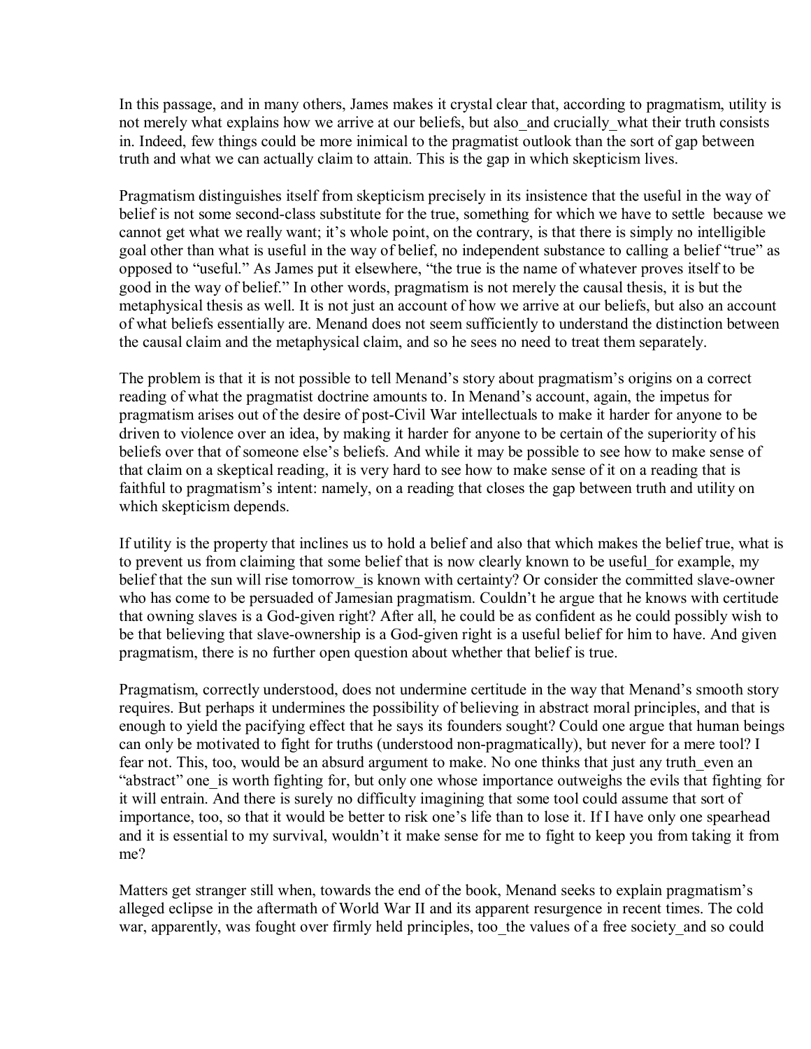In this passage, and in many others, James makes it crystal clear that, according to pragmatism, utility is not merely what explains how we arrive at our beliefs, but also_and crucially_what their truth consists in. Indeed, few things could be more inimical to the pragmatist outlook than the sort of gap between truth and what we can actually claim to attain. This is the gap in which skepticism lives.

Pragmatism distinguishes itself from skepticism precisely in its insistence that the useful in the way of belief is not some second-class substitute for the true, something for which we have to settle because we cannot get what we really want; it's whole point, on the contrary, is that there is simply no intelligible goal other than what is useful in the way of belief, no independent substance to calling a belief "true" as opposed to "useful." As James put it elsewhere, "the true is the name of whatever proves itself to be good in the way of belief." In other words, pragmatism is not merely the causal thesis, it is but the metaphysical thesis as well. It is not just an account of how we arrive at our beliefs, but also an account of what beliefs essentially are. Menand does not seem sufficiently to understand the distinction between the causal claim and the metaphysical claim, and so he sees no need to treat them separately.

The problem is that it is not possible to tell Menand's story about pragmatism's origins on a correct reading of what the pragmatist doctrine amounts to. In Menand's account, again, the impetus for pragmatism arises out of the desire of post-Civil War intellectuals to make it harder for anyone to be driven to violence over an idea, by making it harder for anyone to be certain of the superiority of his beliefs over that of someone else's beliefs. And while it may be possible to see how to make sense of that claim on a skeptical reading, it is very hard to see how to make sense of it on a reading that is faithful to pragmatism's intent: namely, on a reading that closes the gap between truth and utility on which skepticism depends.

If utility is the property that inclines us to hold a belief and also that which makes the belief true, what is to prevent us from claiming that some belief that is now clearly known to be useful_for example, my belief that the sun will rise tomorrow_is known with certainty? Or consider the committed slave-owner who has come to be persuaded of Jamesian pragmatism. Couldn't he argue that he knows with certitude that owning slaves is a God-given right? After all, he could be as confident as he could possibly wish to be that believing that slave-ownership is a God-given right is a useful belief for him to have. And given pragmatism, there is no further open question about whether that belief is true.

Pragmatism, correctly understood, does not undermine certitude in the way that Menand's smooth story requires. But perhaps it undermines the possibility of believing in abstract moral principles, and that is enough to yield the pacifying effect that he says its founders sought? Could one argue that human beings can only be motivated to fight for truths (understood non-pragmatically), but never for a mere tool? I fear not. This, too, would be an absurd argument to make. No one thinks that just any truth_even an "abstract" one_is worth fighting for, but only one whose importance outweighs the evils that fighting for it will entrain. And there is surely no difficulty imagining that some tool could assume that sort of importance, too, so that it would be better to risk one's life than to lose it. If I have only one spearhead and it is essential to my survival, wouldn't it make sense for me to fight to keep you from taking it from me?

Matters get stranger still when, towards the end of the book, Menand seeks to explain pragmatism's alleged eclipse in the aftermath of World War II and its apparent resurgence in recent times. The cold war, apparently, was fought over firmly held principles, too_the values of a free society_and so could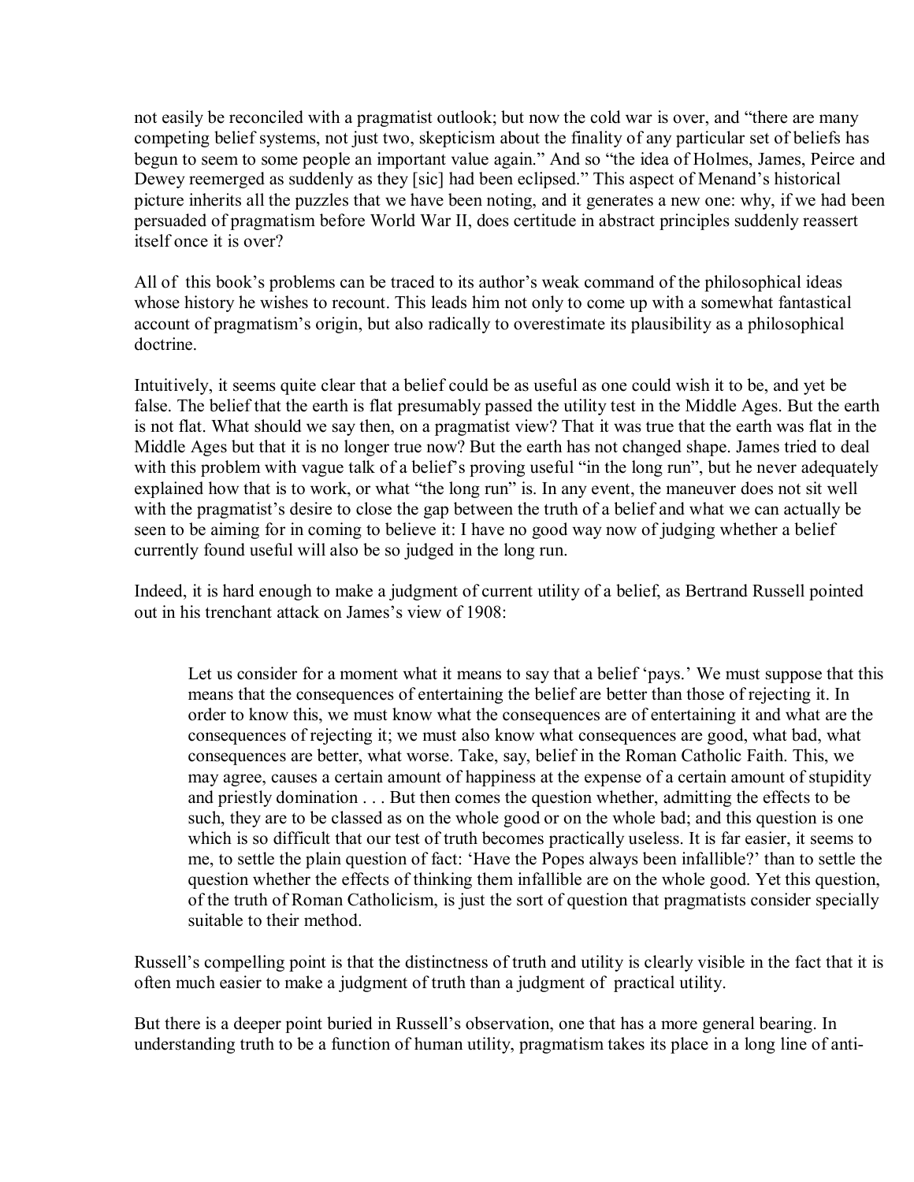not easily be reconciled with a pragmatist outlook; but now the cold war is over, and "there are many competing belief systems, not just two, skepticism about the finality of any particular set of beliefs has begun to seem to some people an important value again." And so "the idea of Holmes, James, Peirce and Dewey reemerged as suddenly as they [sic] had been eclipsed." This aspect of Menand's historical picture inherits all the puzzles that we have been noting, and it generates a new one: why, if we had been persuaded of pragmatism before World War II, does certitude in abstract principles suddenly reassert itself once it is over?

All of this book's problems can be traced to its author's weak command of the philosophical ideas whose history he wishes to recount. This leads him not only to come up with a somewhat fantastical account of pragmatism's origin, but also radically to overestimate its plausibility as a philosophical doctrine.

Intuitively, it seems quite clear that a belief could be as useful as one could wish it to be, and yet be false. The belief that the earth is flat presumably passed the utility test in the Middle Ages. But the earth is not flat. What should we say then, on a pragmatist view? That it was true that the earth was flat in the Middle Ages but that it is no longer true now? But the earth has not changed shape. James tried to deal with this problem with vague talk of a belief's proving useful "in the long run", but he never adequately explained how that is to work, or what "the long run" is. In any event, the maneuver does not sit well with the pragmatist's desire to close the gap between the truth of a belief and what we can actually be seen to be aiming for in coming to believe it: I have no good way now of judging whether a belief currently found useful will also be so judged in the long run.

Indeed, it is hard enough to make a judgment of current utility of a belief, as Bertrand Russell pointed out in his trenchant attack on James's view of 1908:

> Let us consider for a moment what it means to say that a belief 'pays.' We must suppose that this means that the consequences of entertaining the belief are better than those of rejecting it. In order to know this, we must know what the consequences are of entertaining it and what are the consequences of rejecting it; we must also know what consequences are good, what bad, what consequences are better, what worse. Take, say, belief in the Roman Catholic Faith. This, we may agree, causes a certain amount of happiness at the expense of a certain amount of stupidity and priestly domination . . . But then comes the question whether, admitting the effects to be such, they are to be classed as on the whole good or on the whole bad; and this question is one which is so difficult that our test of truth becomes practically useless. It is far easier, it seems to me, to settle the plain question of fact: 'Have the Popes always been infallible?' than to settle the question whether the effects of thinking them infallible are on the whole good. Yet this question, of the truth of Roman Catholicism, is just the sort of question that pragmatists consider specially suitable to their method.

Russell's compelling point is that the distinctness of truth and utility is clearly visible in the fact that it is often much easier to make a judgment of truth than a judgment of practical utility.

But there is a deeper point buried in Russell's observation, one that has a more general bearing. In understanding truth to be a function of human utility, pragmatism takes its place in a long line of anti-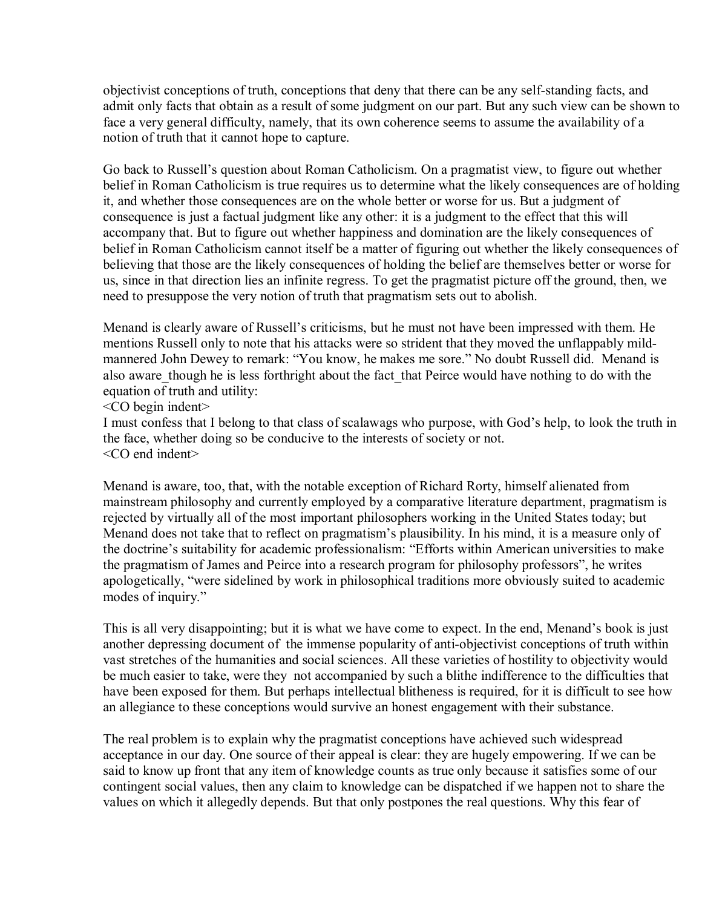objectivist conceptions of truth, conceptions that deny that there can be any self-standing facts, and admit only facts that obtain as a result of some judgment on our part. But any such view can be shown to face a very general difficulty, namely, that its own coherence seems to assume the availability of a notion of truth that it cannot hope to capture.

Go back to Russell's question about Roman Catholicism. On a pragmatist view, to figure out whether belief in Roman Catholicism is true requires us to determine what the likely consequences are of holding it, and whether those consequences are on the whole better or worse for us. But a judgment of consequence is just a factual judgment like any other: it is a judgment to the effect that this will accompany that. But to figure out whether happiness and domination are the likely consequences of belief in Roman Catholicism cannot itself be a matter of figuring out whether the likely consequences of believing that those are the likely consequences of holding the belief are themselves better or worse for us, since in that direction lies an infinite regress. To get the pragmatist picture off the ground, then, we need to presuppose the very notion of truth that pragmatism sets out to abolish.

Menand is clearly aware of Russell's criticisms, but he must not have been impressed with them. He mentions Russell only to note that his attacks were so strident that they moved the unflappably mild-mannered John Dewey to remark: "You know, he makes me sore." No doubt Russell did. Menand is also aware_though he is less forthright about the fact_that Peirce would have nothing to do with the equation of truth and utility:

<CO begin indent>

> I must confess that I belong to that class of scalawags who purpose, with God's help, to look the truth in the face, whether doing so be conducive to the interests of society or not.

<CO end indent>

Menand is aware, too, that, with the notable exception of Richard Rorty, himself alienated from mainstream philosophy and currently employed by a comparative literature department, pragmatism is rejected by virtually all of the most important philosophers working in the United States today; but Menand does not take that to reflect on pragmatism's plausibility. In his mind, it is a measure only of the doctrine's suitability for academic professionalism: "Efforts within American universities to make the pragmatism of James and Peirce into a research program for philosophy professors", he writes apologetically, "were sidelined by work in philosophical traditions more obviously suited to academic modes of inquiry."

This is all very disappointing; but it is what we have come to expect. In the end, Menand's book is just another depressing document of the immense popularity of anti-objectivist conceptions of truth within vast stretches of the humanities and social sciences. All these varieties of hostility to objectivity would be much easier to take, were they not accompanied by such a blithe indifference to the difficulties that have been exposed for them. But perhaps intellectual blitheness is required, for it is difficult to see how an allegiance to these conceptions would survive an honest engagement with their substance.

The real problem is to explain why the pragmatist conceptions have achieved such widespread acceptance in our day. One source of their appeal is clear: they are hugely empowering. If we can be said to know up front that any item of knowledge counts as true only because it satisfies some of our contingent social values, then any claim to knowledge can be dispatched if we happen not to share the values on which it allegedly depends. But that only postpones the real questions. Why this fear of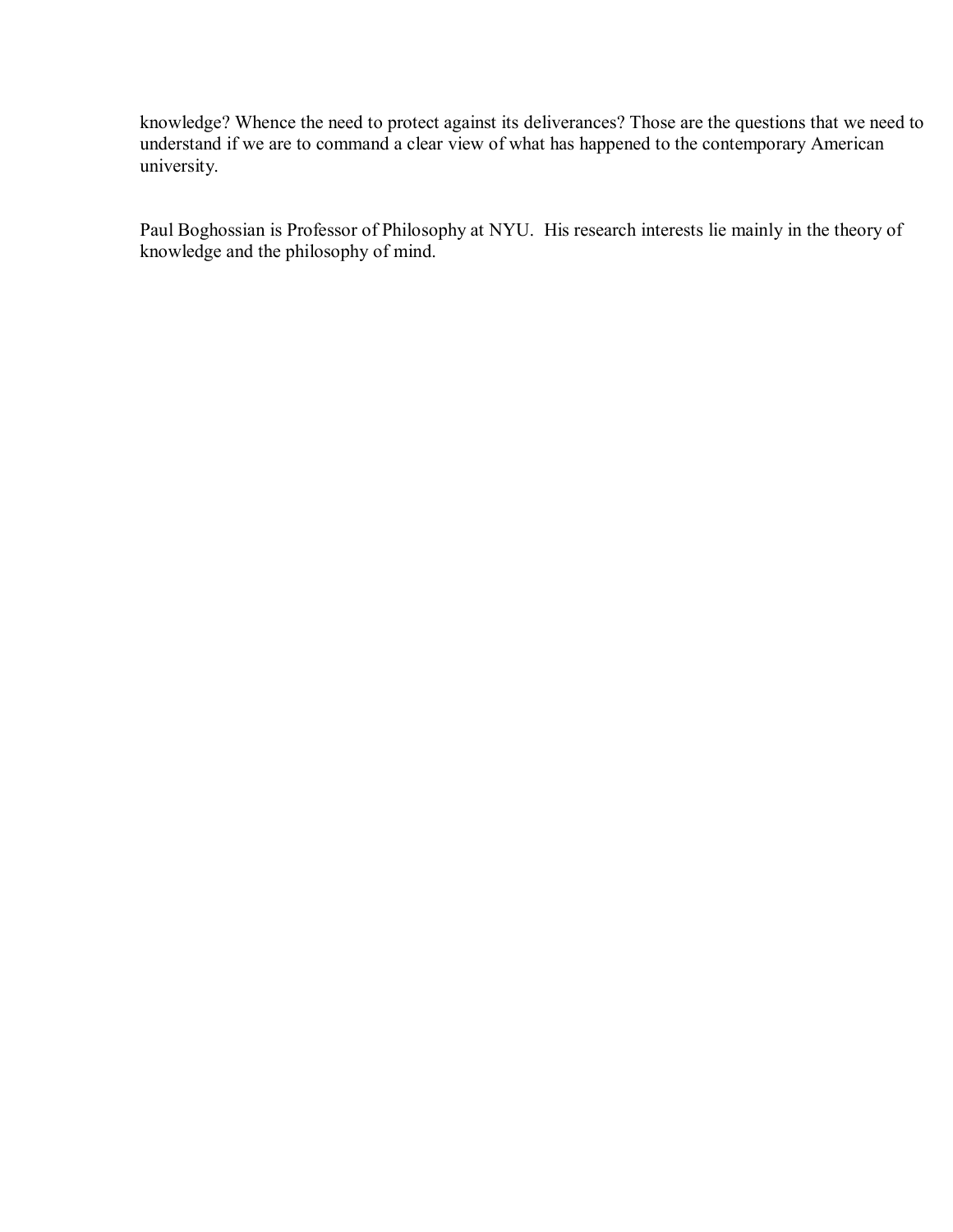knowledge? Whence the need to protect against its deliverances? Those are the questions that we need to understand if we are to command a clear view of what has happened to the contemporary American university.

Paul Boghossian is Professor of Philosophy at NYU. His research interests lie mainly in the theory of knowledge and the philosophy of mind.